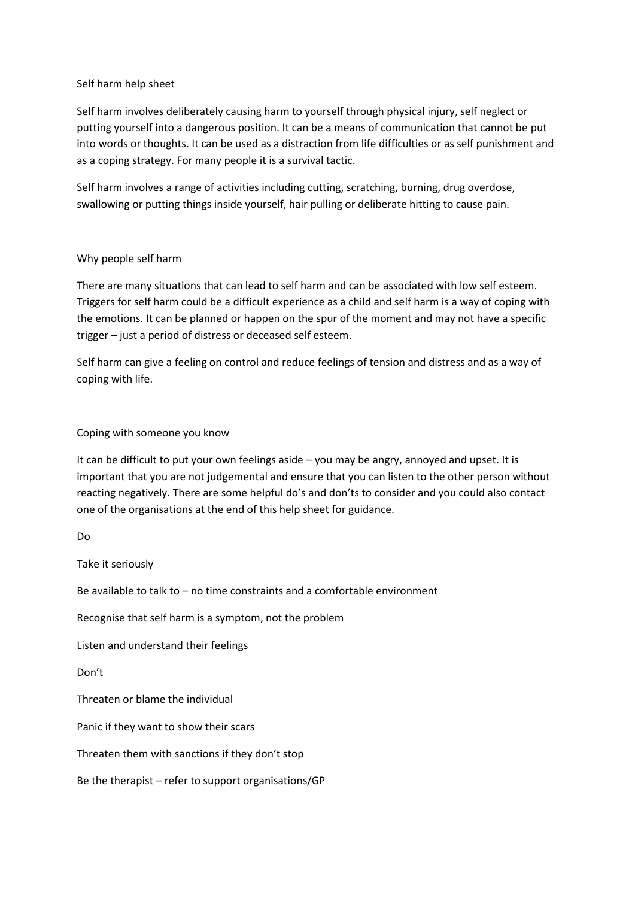# Self harm help sheet

Self harm involves deliberately causing harm to yourself through physical injury, self neglect or putting yourself into a dangerous position. It can be a means of communication that cannot be put into words or thoughts. It can be used as a distraction from life difficulties or as self punishment and as a coping strategy. For many people it is a survival tactic.

Self harm involves a range of activities including cutting, scratching, burning, drug overdose, swallowing or putting things inside yourself, hair pulling or deliberate hitting to cause pain.

## Why people self harm

There are many situations that can lead to self harm and can be associated with low self esteem. Triggers for self harm could be a difficult experience as a child and self harm is a way of coping with the emotions. It can be planned or happen on the spur of the moment and may not have a specific trigger – just a period of distress or deceased self esteem.

Self harm can give a feeling on control and reduce feelings of tension and distress and as a way of coping with life.

## Coping with someone you know

It can be difficult to put your own feelings aside – you may be angry, annoyed and upset. It is important that you are not judgemental and ensure that you can listen to the other person without reacting negatively. There are some helpful do's and don'ts to consider and you could also contact one of the organisations at the end of this help sheet for guidance.

### Do

Take it seriously

Be available to talk to – no time constraints and a comfortable environment

Recognise that self harm is a symptom, not the problem

Listen and understand their feelings

### Don't

Threaten or blame the individual

Panic if they want to show their scars

Threaten them with sanctions if they don't stop

Be the therapist – refer to support organisations/GP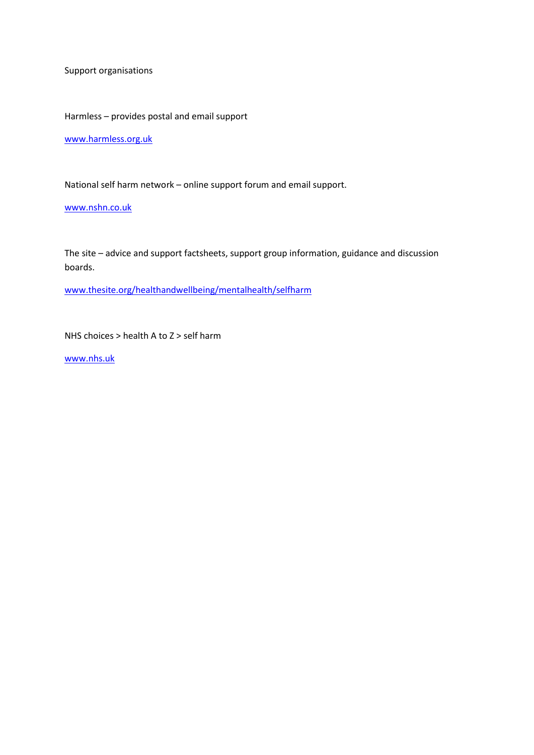Support organisations

Harmless – provides postal and email support

[www.harmless.org.uk](http://www.harmless.org.uk)

National self harm network – online support forum and email support.

[www.nshn.co.uk](http://www.nshn.co.uk)

The site – advice and support factsheets, support group information, guidance and discussion boards.

[www.thesite.org/healthandwellbeing/mentalhealth/selfharm](http://www.thesite.org/healthandwellbeing/mentalhealth/selfharm)

NHS choices > health A to Z > self harm

[www.nhs.uk](http://www.nhs.uk)